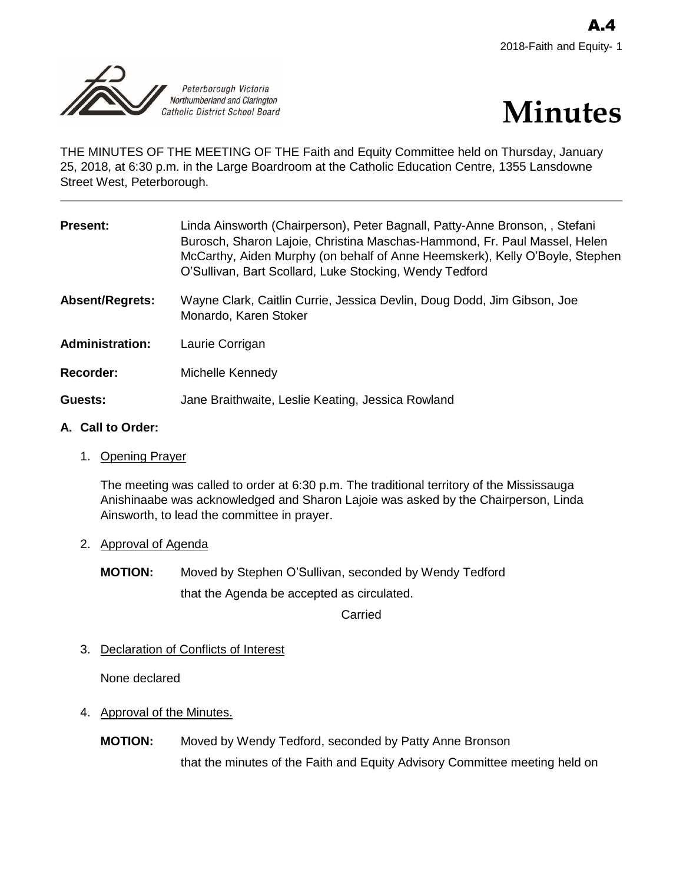# Minutes

THE MINUTES OF THE MEETING OF THE Faith and Equity Committee held on Thursday, January 25, 2018, at 6:30 p.m. in the Large Boardroom at the Catholic Education Centre, 1355 Lansdowne Street West, Peterborough.

---

**Present:** Linda Ainsworth (Chairperson), Peter Bagnall, Patty-Anne Bronson, , Stefani Burosch, Sharon Lajoie, Christina Maschas-Hammond, Fr. Paul Massel, Helen McCarthy, Aiden Murphy (on behalf of Anne Heemskerk), Kelly O'Boyle, Stephen O'Sullivan, Bart Scollard, Luke Stocking, Wendy Tedford

**Absent/Regrets:** Wayne Clark, Caitlin Currie, Jessica Devlin, Doug Dodd, Jim Gibson, Joe Monardo, Karen Stoker

**Administration:** Laurie Corrigan

**Recorder:** Michelle Kennedy

**Guests:** Jane Braithwaite, Leslie Keating, Jessica Rowland

## A. Call to Order:

1. Opening Prayer

   The meeting was called to order at 6:30 p.m. The traditional territory of the Mississauga Anishinaabe was acknowledged and Sharon Lajoie was asked by the Chairperson, Linda Ainsworth, to lead the committee in prayer.

2. Approval of Agenda

   **MOTION:** Moved by Stephen O'Sullivan, seconded by Wendy Tedford that the Agenda be accepted as circulated.

   Carried

3. Declaration of Conflicts of Interest

   None declared

4. Approval of the Minutes.

   **MOTION:** Moved by Wendy Tedford, seconded by Patty Anne Bronson that the minutes of the Faith and Equity Advisory Committee meeting held on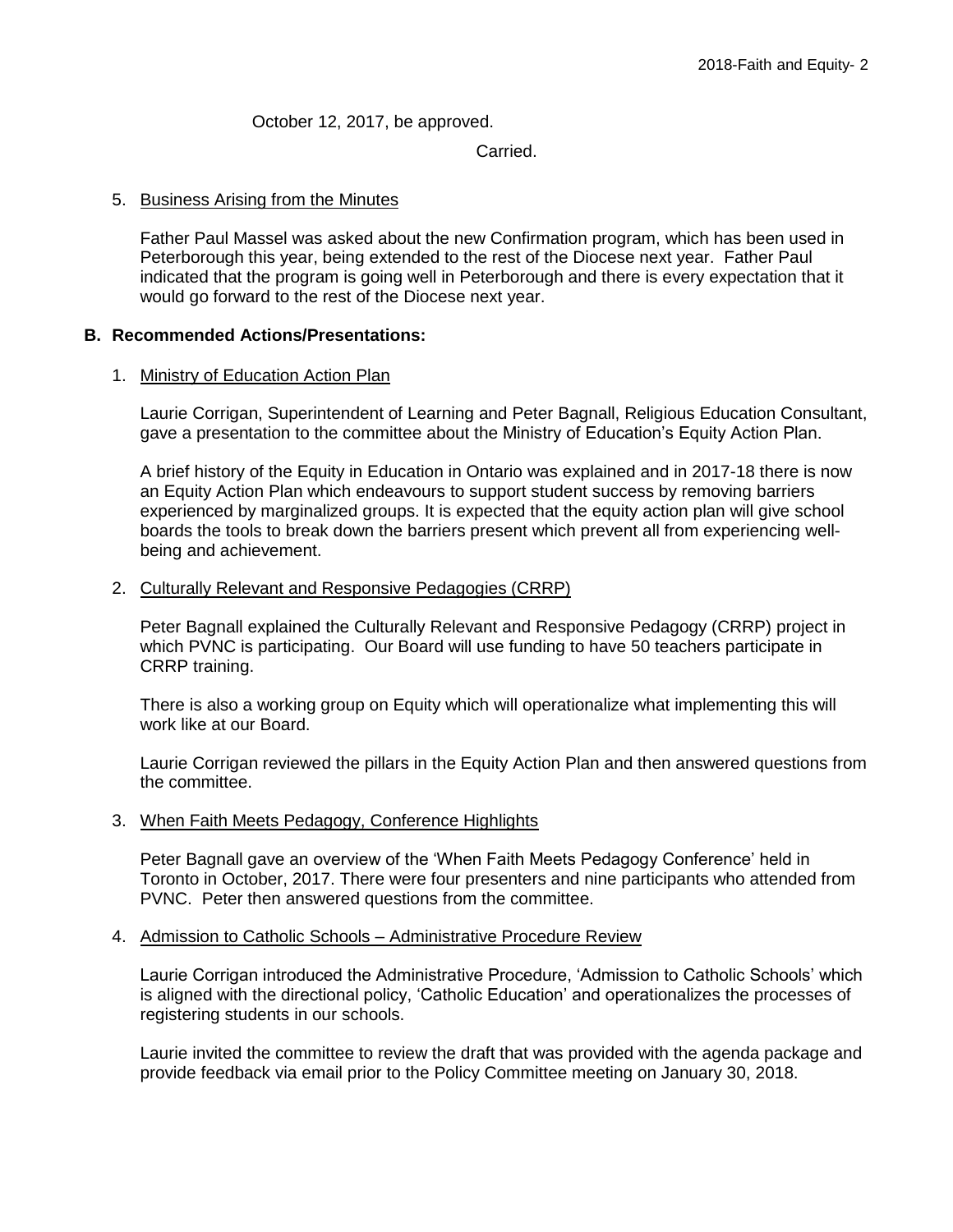October 12, 2017, be approved.

Carried.

5. Business Arising from the Minutes

   Father Paul Massel was asked about the new Confirmation program, which has been used in Peterborough this year, being extended to the rest of the Diocese next year. Father Paul indicated that the program is going well in Peterborough and there is every expectation that it would go forward to the rest of the Diocese next year.

**B. Recommended Actions/Presentations:**

1. Ministry of Education Action Plan

   Laurie Corrigan, Superintendent of Learning and Peter Bagnall, Religious Education Consultant, gave a presentation to the committee about the Ministry of Education's Equity Action Plan.

   A brief history of the Equity in Education in Ontario was explained and in 2017-18 there is now an Equity Action Plan which endeavours to support student success by removing barriers experienced by marginalized groups. It is expected that the equity action plan will give school boards the tools to break down the barriers present which prevent all from experiencing well-being and achievement.

2. Culturally Relevant and Responsive Pedagogies (CRRP)

   Peter Bagnall explained the Culturally Relevant and Responsive Pedagogy (CRRP) project in which PVNC is participating. Our Board will use funding to have 50 teachers participate in CRRP training.

   There is also a working group on Equity which will operationalize what implementing this will work like at our Board.

   Laurie Corrigan reviewed the pillars in the Equity Action Plan and then answered questions from the committee.

3. When Faith Meets Pedagogy, Conference Highlights

   Peter Bagnall gave an overview of the 'When Faith Meets Pedagogy Conference' held in Toronto in October, 2017. There were four presenters and nine participants who attended from PVNC. Peter then answered questions from the committee.

4. Admission to Catholic Schools – Administrative Procedure Review

   Laurie Corrigan introduced the Administrative Procedure, 'Admission to Catholic Schools' which is aligned with the directional policy, 'Catholic Education' and operationalizes the processes of registering students in our schools.

   Laurie invited the committee to review the draft that was provided with the agenda package and provide feedback via email prior to the Policy Committee meeting on January 30, 2018.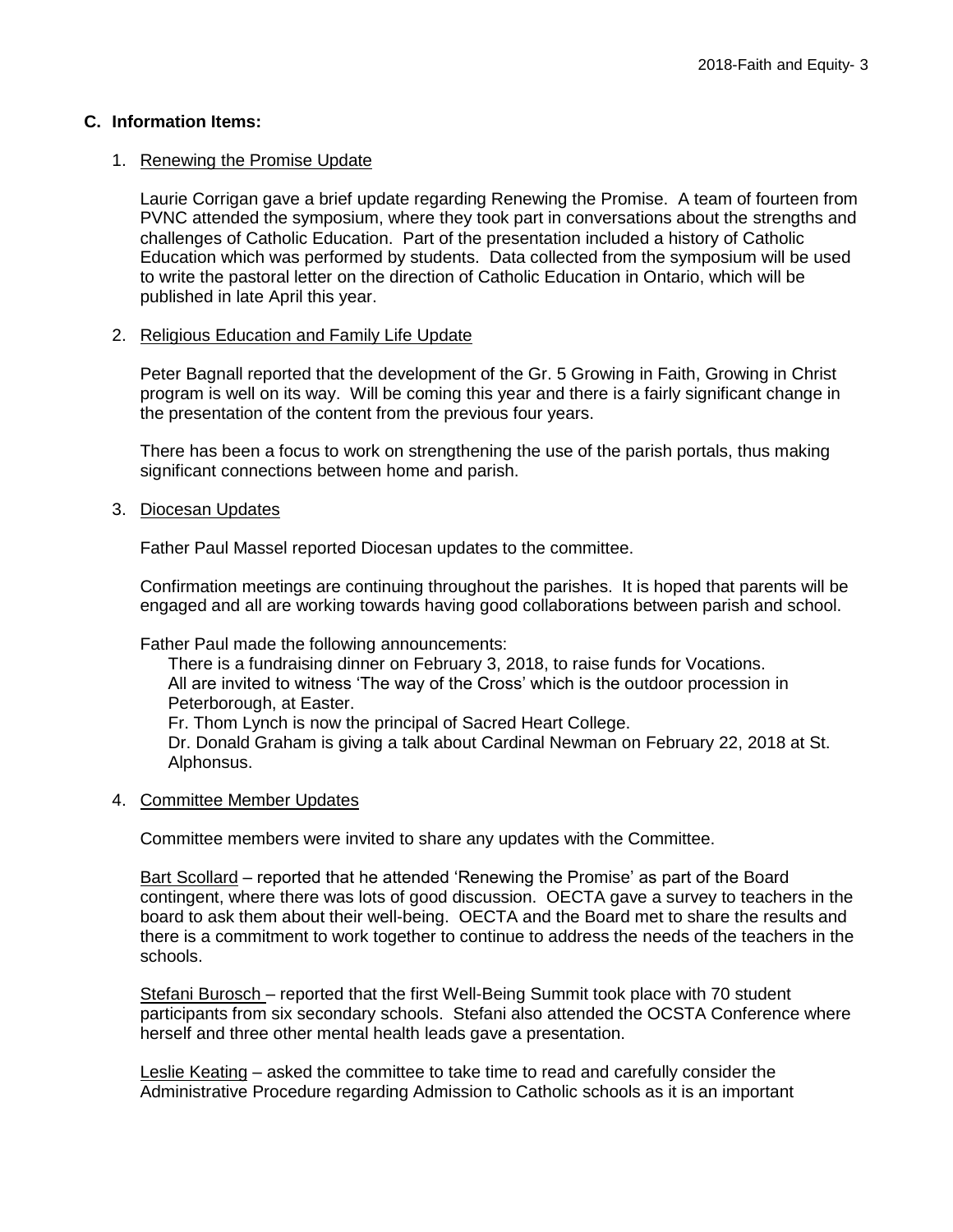## C. Information Items:

1. Renewing the Promise Update

   Laurie Corrigan gave a brief update regarding Renewing the Promise. A team of fourteen from PVNC attended the symposium, where they took part in conversations about the strengths and challenges of Catholic Education. Part of the presentation included a history of Catholic Education which was performed by students. Data collected from the symposium will be used to write the pastoral letter on the direction of Catholic Education in Ontario, which will be published in late April this year.

2. Religious Education and Family Life Update

   Peter Bagnall reported that the development of the Gr. 5 Growing in Faith, Growing in Christ program is well on its way. Will be coming this year and there is a fairly significant change in the presentation of the content from the previous four years.

   There has been a focus to work on strengthening the use of the parish portals, thus making significant connections between home and parish.

3. Diocesan Updates

   Father Paul Massel reported Diocesan updates to the committee.

   Confirmation meetings are continuing throughout the parishes. It is hoped that parents will be engaged and all are working towards having good collaborations between parish and school.

   Father Paul made the following announcements:

   There is a fundraising dinner on February 3, 2018, to raise funds for Vocations.
   All are invited to witness 'The way of the Cross' which is the outdoor procession in Peterborough, at Easter.
   Fr. Thom Lynch is now the principal of Sacred Heart College.
   Dr. Donald Graham is giving a talk about Cardinal Newman on February 22, 2018 at St. Alphonsus.

4. Committee Member Updates

   Committee members were invited to share any updates with the Committee.

   Bart Scollard – reported that he attended 'Renewing the Promise' as part of the Board contingent, where there was lots of good discussion. OECTA gave a survey to teachers in the board to ask them about their well-being. OECTA and the Board met to share the results and there is a commitment to work together to continue to address the needs of the teachers in the schools.

   Stefani Burosch – reported that the first Well-Being Summit took place with 70 student participants from six secondary schools. Stefani also attended the OCSTA Conference where herself and three other mental health leads gave a presentation.

   Leslie Keating – asked the committee to take time to read and carefully consider the Administrative Procedure regarding Admission to Catholic schools as it is an important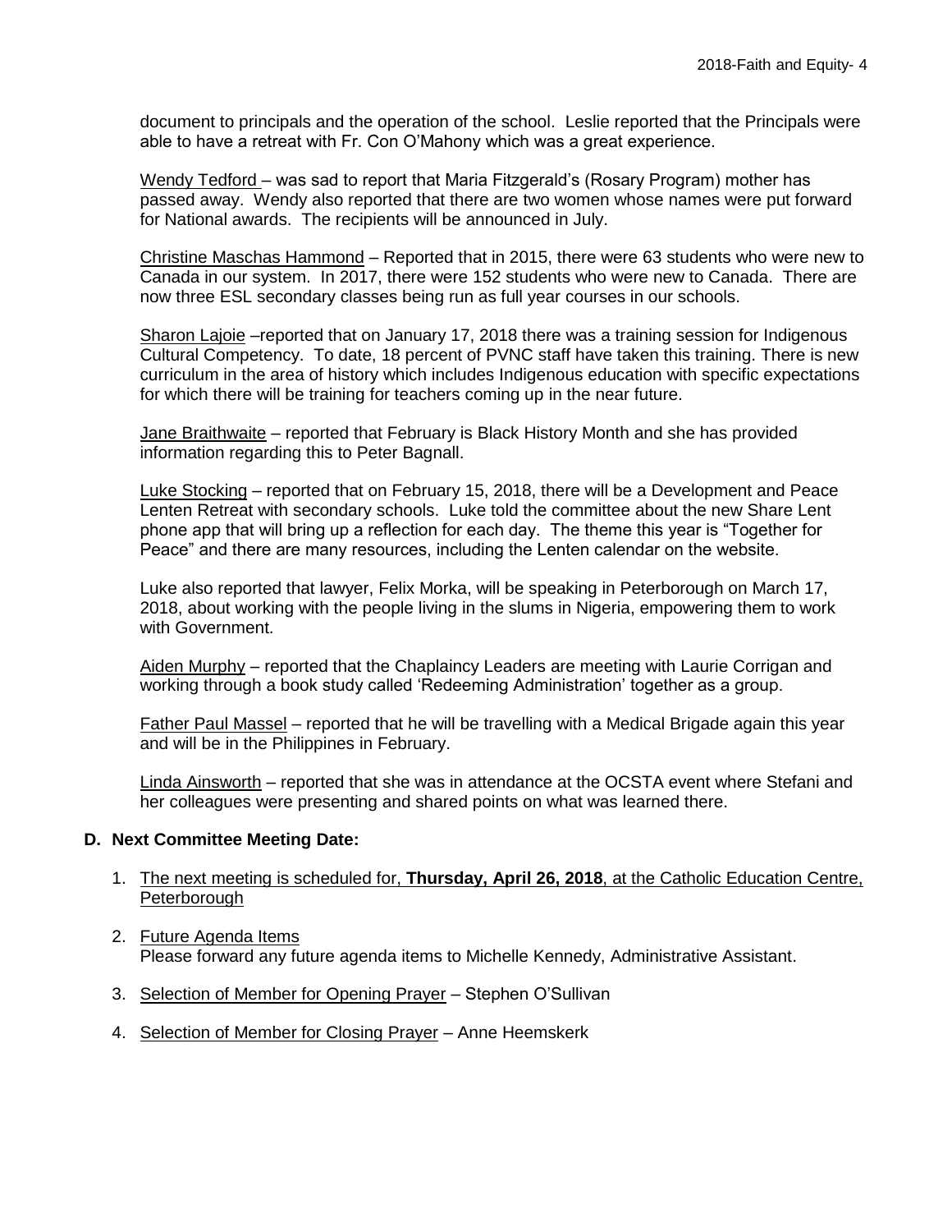document to principals and the operation of the school. Leslie reported that the Principals were able to have a retreat with Fr. Con O'Mahony which was a great experience.

Wendy Tedford – was sad to report that Maria Fitzgerald's (Rosary Program) mother has passed away. Wendy also reported that there are two women whose names were put forward for National awards. The recipients will be announced in July.

Christine Maschas Hammond – Reported that in 2015, there were 63 students who were new to Canada in our system. In 2017, there were 152 students who were new to Canada. There are now three ESL secondary classes being run as full year courses in our schools.

Sharon Lajoie –reported that on January 17, 2018 there was a training session for Indigenous Cultural Competency. To date, 18 percent of PVNC staff have taken this training. There is new curriculum in the area of history which includes Indigenous education with specific expectations for which there will be training for teachers coming up in the near future.

Jane Braithwaite – reported that February is Black History Month and she has provided information regarding this to Peter Bagnall.

Luke Stocking – reported that on February 15, 2018, there will be a Development and Peace Lenten Retreat with secondary schools. Luke told the committee about the new Share Lent phone app that will bring up a reflection for each day. The theme this year is "Together for Peace" and there are many resources, including the Lenten calendar on the website.

Luke also reported that lawyer, Felix Morka, will be speaking in Peterborough on March 17, 2018, about working with the people living in the slums in Nigeria, empowering them to work with Government.

Aiden Murphy – reported that the Chaplaincy Leaders are meeting with Laurie Corrigan and working through a book study called 'Redeeming Administration' together as a group.

Father Paul Massel – reported that he will be travelling with a Medical Brigade again this year and will be in the Philippines in February.

Linda Ainsworth – reported that she was in attendance at the OCSTA event where Stefani and her colleagues were presenting and shared points on what was learned there.

## D. Next Committee Meeting Date:

1. The next meeting is scheduled for, **Thursday, April 26, 2018**, at the Catholic Education Centre, Peterborough

2. Future Agenda Items
   Please forward any future agenda items to Michelle Kennedy, Administrative Assistant.

3. Selection of Member for Opening Prayer – Stephen O'Sullivan

4. Selection of Member for Closing Prayer – Anne Heemskerk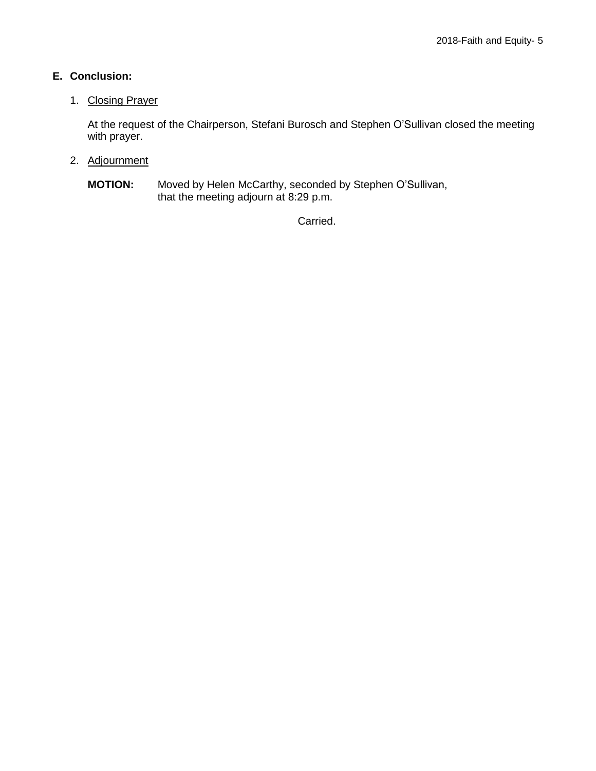## E. Conclusion:

1. Closing Prayer

   At the request of the Chairperson, Stefani Burosch and Stephen O'Sullivan closed the meeting with prayer.

2. Adjournment

   **MOTION:** Moved by Helen McCarthy, seconded by Stephen O'Sullivan, that the meeting adjourn at 8:29 p.m.

   Carried.